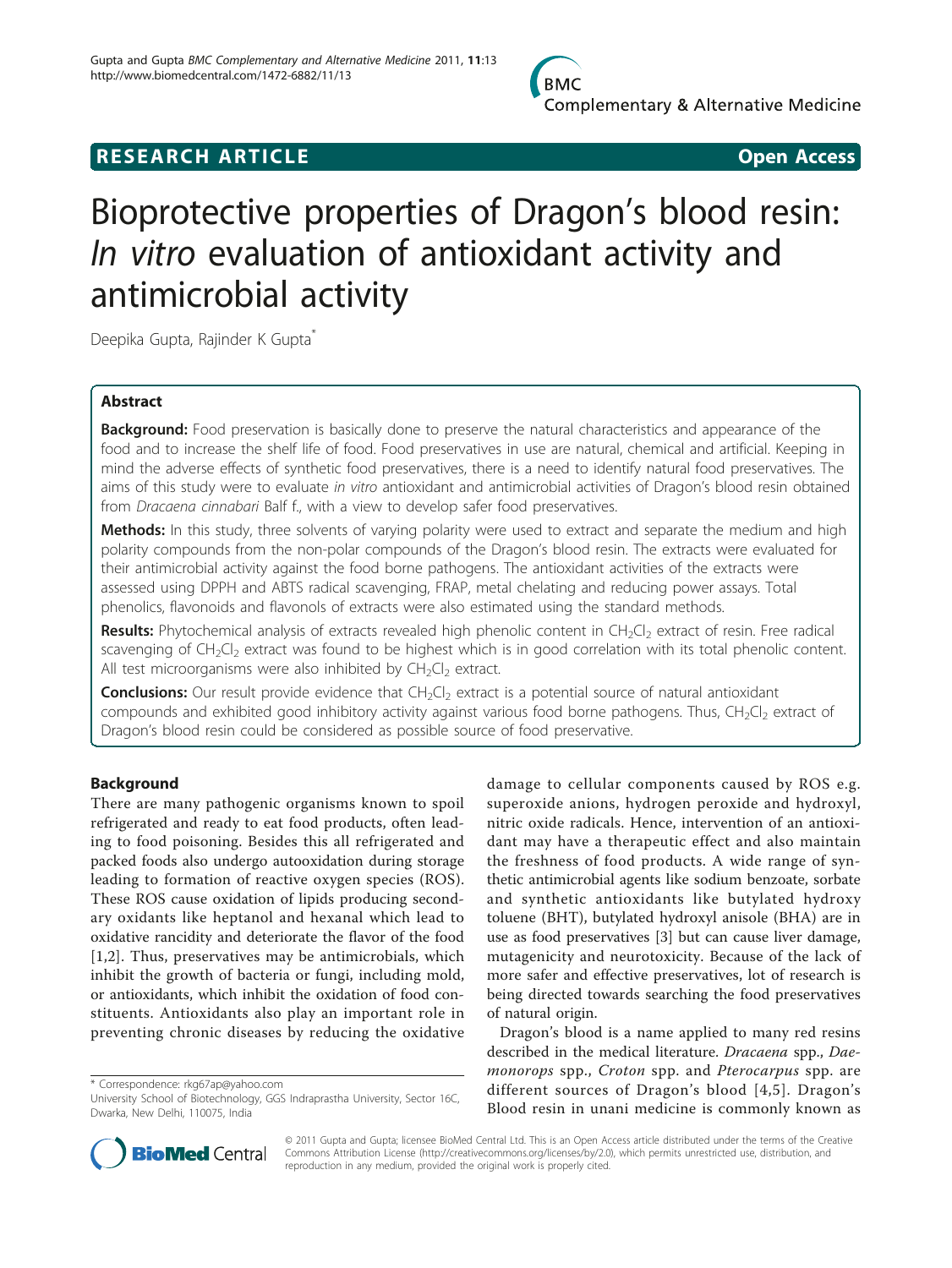**RESEARCH ARTICLE** **Open Access**

# Bioprotective properties of Dragon's blood resin: *In vitro* evaluation of antioxidant activity and antimicrobial activity

Deepika Gupta, Rajinder K Gupta*

## Abstract

**Background:** Food preservation is basically done to preserve the natural characteristics and appearance of the food and to increase the shelf life of food. Food preservatives in use are natural, chemical and artificial. Keeping in mind the adverse effects of synthetic food preservatives, there is a need to identify natural food preservatives. The aims of this study were to evaluate *in vitro* antioxidant and antimicrobial activities of Dragon's blood resin obtained from *Dracaena cinnabari* Balf f., with a view to develop safer food preservatives.

**Methods:** In this study, three solvents of varying polarity were used to extract and separate the medium and high polarity compounds from the non-polar compounds of the Dragon's blood resin. The extracts were evaluated for their antimicrobial activity against the food borne pathogens. The antioxidant activities of the extracts were assessed using DPPH and ABTS radical scavenging, FRAP, metal chelating and reducing power assays. Total phenolics, flavonoids and flavonols of extracts were also estimated using the standard methods.

**Results:** Phytochemical analysis of extracts revealed high phenolic content in $CH_2Cl_2$ extract of resin. Free radical scavenging of $CH_2Cl_2$ extract was found to be highest which is in good correlation with its total phenolic content. All test microorganisms were also inhibited by $CH_2Cl_2$ extract.

**Conclusions:** Our result provide evidence that $CH_2Cl_2$ extract is a potential source of natural antioxidant compounds and exhibited good inhibitory activity against various food borne pathogens. Thus, $CH_2Cl_2$ extract of Dragon's blood resin could be considered as possible source of food preservative.

## Background

There are many pathogenic organisms known to spoil refrigerated and ready to eat food products, often leading to food poisoning. Besides this all refrigerated and packed foods also undergo autooxidation during storage leading to formation of reactive oxygen species (ROS). These ROS cause oxidation of lipids producing secondary oxidants like heptanol and hexanal which lead to oxidative rancidity and deteriorate the flavor of the food [1,2]. Thus, preservatives may be antimicrobials, which inhibit the growth of bacteria or fungi, including mold, or antioxidants, which inhibit the oxidation of food constituents. Antioxidants also play an important role in preventing chronic diseases by reducing the oxidative damage to cellular components caused by ROS e.g. superoxide anions, hydrogen peroxide and hydroxyl, nitric oxide radicals. Hence, intervention of an antioxidant may have a therapeutic effect and also maintain the freshness of food products. A wide range of synthetic antimicrobial agents like sodium benzoate, sorbate and synthetic antioxidants like butylated hydroxy toluene (BHT), butylated hydroxyl anisole (BHA) are in use as food preservatives [3] but can cause liver damage, mutagenicity and neurotoxicity. Because of the lack of more safer and effective preservatives, lot of research is being directed towards searching the food preservatives of natural origin.

Dragon's blood is a name applied to many red resins described in the medical literature. *Dracaena* spp., *Daemonorops* spp., *Croton* spp. and *Pterocarpus* spp. are different sources of Dragon's blood [4,5]. Dragon's Blood resin in unani medicine is commonly known as

\* Correspondence: rkg67ap@yahoo.com
University School of Biotechnology, GGS Indraprastha University, Sector 16C, Dwarka, New Delhi, 110075, India

© 2011 Gupta and Gupta; licensee BioMed Central Ltd. This is an Open Access article distributed under the terms of the Creative Commons Attribution License (http://creativecommons.org/licenses/by/2.0), which permits unrestricted use, distribution, and reproduction in any medium, provided the original work is properly cited.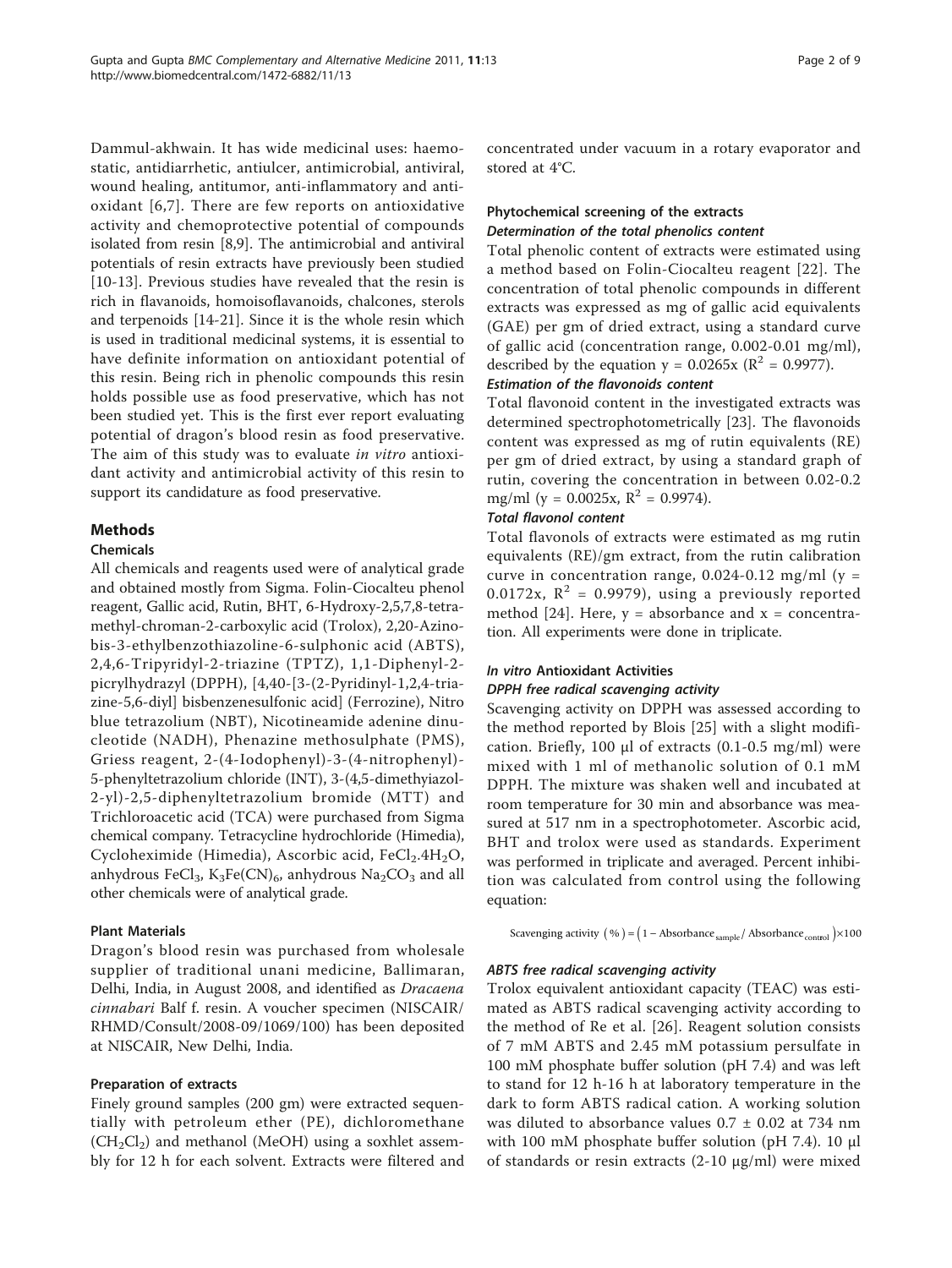Dammul-akhwain. It has wide medicinal uses: haemostatic, antidiarrhetic, antiulcer, antimicrobial, antiviral, wound healing, antitumor, anti-inflammatory and antioxidant [6,7]. There are few reports on antioxidative activity and chemoprotective potential of compounds isolated from resin [8,9]. The antimicrobial and antiviral potentials of resin extracts have previously been studied [10-13]. Previous studies have revealed that the resin is rich in flavanoids, homoisoflavanoids, chalcones, sterols and terpenoids [14-21]. Since it is the whole resin which is used in traditional medicinal systems, it is essential to have definite information on antioxidant potential of this resin. Being rich in phenolic compounds this resin holds possible use as food preservative, which has not been studied yet. This is the first ever report evaluating potential of dragon's blood resin as food preservative. The aim of this study was to evaluate *in vitro* antioxidant activity and antimicrobial activity of this resin to support its candidature as food preservative.

## Methods

### Chemicals

All chemicals and reagents used were of analytical grade and obtained mostly from Sigma. Folin-Ciocalteu phenol reagent, Gallic acid, Rutin, BHT, 6-Hydroxy-2,5,7,8-tetramethyl-chroman-2-carboxylic acid (Trolox), 2,20-Azinobis-3-ethylbenzothiazoline-6-sulphonic acid (ABTS), 2,4,6-Tripyridyl-2-triazine (TPTZ), 1,1-Diphenyl-2-picrylhydrazyl (DPPH), [4,40-[3-(2-Pyridinyl-1,2,4-triazine-5,6-diyl] bisbenzenesulfonic acid] (Ferrozine), Nitro blue tetrazolium (NBT), Nicotineamide adenine dinucleotide (NADH), Phenazine methosulphate (PMS), Griess reagent, 2-(4-Iodophenyl)-3-(4-nitrophenyl)-5-phenyltetrazolium chloride (INT), 3-(4,5-dimethyiazol-2-yl)-2,5-diphenyltetrazolium bromide (MTT) and Trichloroacetic acid (TCA) were purchased from Sigma chemical company. Tetracycline hydrochloride (Himedia), Cycloheximide (Himedia), Ascorbic acid, $FeCl_2.4H_2O$, anhydrous $FeCl_3$, $K_3Fe(CN)_6$, anhydrous $Na_2CO_3$ and all other chemicals were of analytical grade.

### Plant Materials

Dragon's blood resin was purchased from wholesale supplier of traditional unani medicine, Ballimaran, Delhi, India, in August 2008, and identified as *Dracaena cinnabari* Balf f. resin. A voucher specimen (NISCAIR/RHMD/Consult/2008-09/1069/100) has been deposited at NISCAIR, New Delhi, India.

### Preparation of extracts

Finely ground samples (200 gm) were extracted sequentially with petroleum ether (PE), dichloromethane ($CH_2Cl_2$) and methanol (MeOH) using a soxhlet assembly for 12 h for each solvent. Extracts were filtered and concentrated under vacuum in a rotary evaporator and stored at 4°C.

### Phytochemical screening of the extracts

#### *Determination of the total phenolics content*

Total phenolic content of extracts were estimated using a method based on Folin-Ciocalteu reagent [22]. The concentration of total phenolic compounds in different extracts was expressed as mg of gallic acid equivalents (GAE) per gm of dried extract, using a standard curve of gallic acid (concentration range, 0.002-0.01 mg/ml), described by the equation $y = 0.0265x$ ($R^2 = 0.9977$).

#### *Estimation of the flavonoids content*

Total flavonoid content in the investigated extracts was determined spectrophotometrically [23]. The flavonoids content was expressed as mg of rutin equivalents (RE) per gm of dried extract, by using a standard graph of rutin, covering the concentration in between 0.02-0.2 mg/ml ($y = 0.0025x$, $R^2 = 0.9974$).

#### *Total flavonol content*

Total flavonols of extracts were estimated as mg rutin equivalents (RE)/gm extract, from the rutin calibration curve in concentration range, 0.024-0.12 mg/ml ($y = 0.0172x$, $R^2 = 0.9979$), using a previously reported method [24]. Here, y = absorbance and x = concentration. All experiments were done in triplicate.

### *In vitro* Antioxidant Activities

#### *DPPH free radical scavenging activity*

Scavenging activity on DPPH was assessed according to the method reported by Blois [25] with a slight modification. Briefly, 100 μl of extracts (0.1-0.5 mg/ml) were mixed with 1 ml of methanolic solution of 0.1 mM DPPH. The mixture was shaken well and incubated at room temperature for 30 min and absorbance was measured at 517 nm in a spectrophotometer. Ascorbic acid, BHT and trolox were used as standards. Experiment was performed in triplicate and averaged. Percent inhibition was calculated from control using the following equation:

$$\text{Scavenging activity } (\%) = \left(1 - \text{Absorbance}_{\text{sample}} / \text{Absorbance}_{\text{control}}\right) \times 100$$

#### *ABTS free radical scavenging activity*

Trolox equivalent antioxidant capacity (TEAC) was estimated as ABTS radical scavenging activity according to the method of Re et al. [26]. Reagent solution consists of 7 mM ABTS and 2.45 mM potassium persulfate in 100 mM phosphate buffer solution (pH 7.4) and was left to stand for 12 h-16 h at laboratory temperature in the dark to form ABTS radical cation. A working solution was diluted to absorbance values 0.7 ± 0.02 at 734 nm with 100 mM phosphate buffer solution (pH 7.4). 10 μl of standards or resin extracts (2-10 μg/ml) were mixed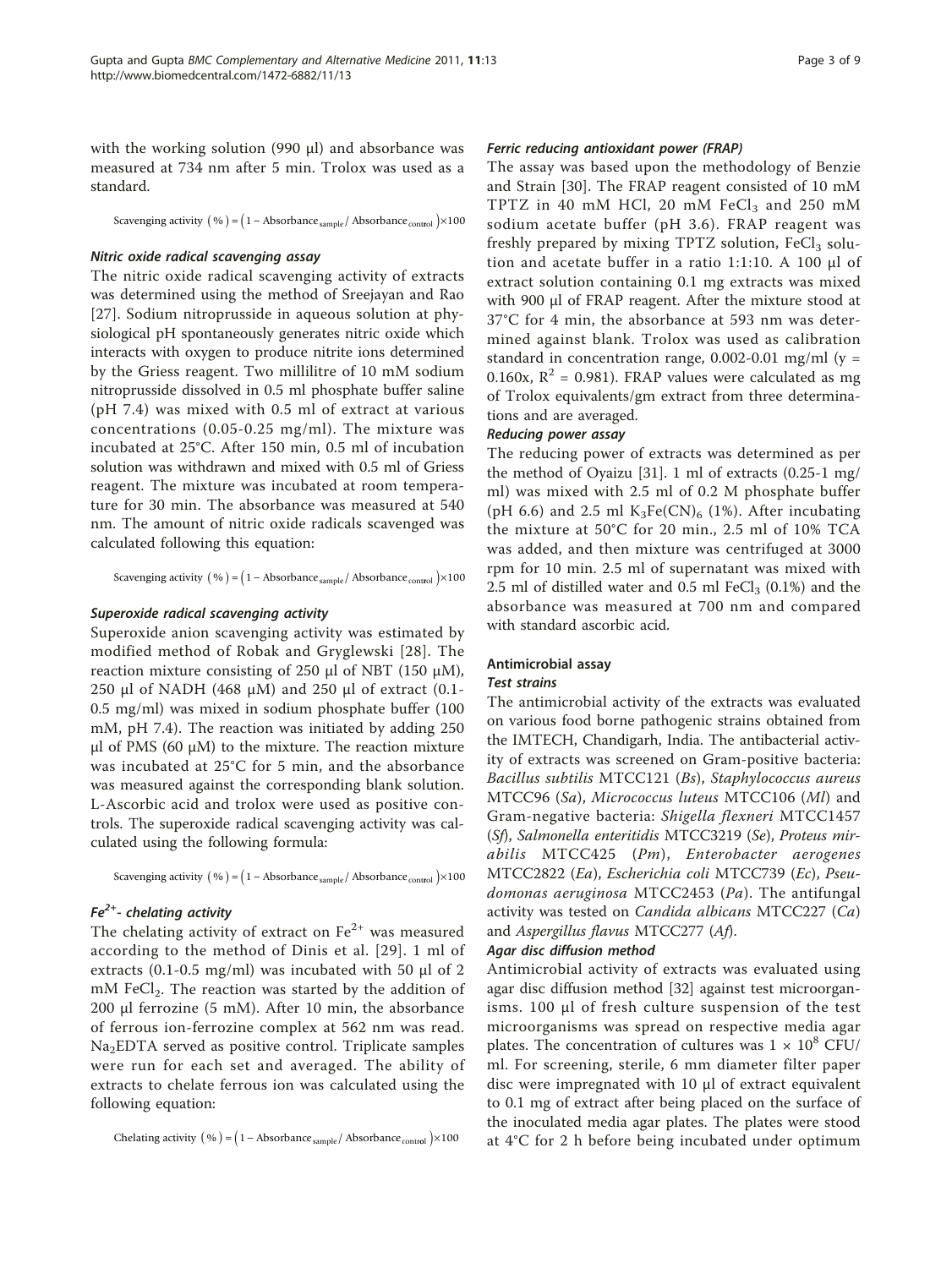with the working solution (990 μl) and absorbance was measured at 734 nm after 5 min. Trolox was used as a standard.

$$\text{Scavenging activity } (\%) = \left(1 - \text{Absorbance}_{\text{sample}} / \text{Absorbance}_{\text{control}}\right) \times 100$$

#### *Nitric oxide radical scavenging assay*

The nitric oxide radical scavenging activity of extracts was determined using the method of Sreejayan and Rao [27]. Sodium nitroprusside in aqueous solution at physiological pH spontaneously generates nitric oxide which interacts with oxygen to produce nitrite ions determined by the Griess reagent. Two millilitre of 10 mM sodium nitroprusside dissolved in 0.5 ml phosphate buffer saline (pH 7.4) was mixed with 0.5 ml of extract at various concentrations (0.05-0.25 mg/ml). The mixture was incubated at 25°C. After 150 min, 0.5 ml of incubation solution was withdrawn and mixed with 0.5 ml of Griess reagent. The mixture was incubated at room temperature for 30 min. The absorbance was measured at 540 nm. The amount of nitric oxide radicals scavenged was calculated following this equation:

$$\text{Scavenging activity } (\%) = \left(1 - \text{Absorbance}_{\text{sample}} / \text{Absorbance}_{\text{control}}\right) \times 100$$

#### *Superoxide radical scavenging activity*

Superoxide anion scavenging activity was estimated by modified method of Robak and Gryglewski [28]. The reaction mixture consisting of 250 μl of NBT (150 μM), 250 μl of NADH (468 μM) and 250 μl of extract (0.1-0.5 mg/ml) was mixed in sodium phosphate buffer (100 mM, pH 7.4). The reaction was initiated by adding 250 μl of PMS (60 μM) to the mixture. The reaction mixture was incubated at 25°C for 5 min, and the absorbance was measured against the corresponding blank solution. L-Ascorbic acid and trolox were used as positive controls. The superoxide radical scavenging activity was calculated using the following formula:

$$\text{Scavenging activity } (\%) = \left(1 - \text{Absorbance}_{\text{sample}} / \text{Absorbance}_{\text{control}}\right) \times 100$$

#### *$Fe^{2+}$- chelating activity*

The chelating activity of extract on $Fe^{2+}$ was measured according to the method of Dinis et al. [29]. 1 ml of extracts (0.1-0.5 mg/ml) was incubated with 50 μl of 2 mM $FeCl_2$. The reaction was started by the addition of 200 μl ferrozine (5 mM). After 10 min, the absorbance of ferrous ion-ferrozine complex at 562 nm was read. $Na_2EDTA$ served as positive control. Triplicate samples were run for each set and averaged. The ability of extracts to chelate ferrous ion was calculated using the following equation:

$$\text{Chelating activity } (\%) = \left(1 - \text{Absorbance}_{\text{sample}} / \text{Absorbance}_{\text{control}}\right) \times 100$$

#### *Ferric reducing antioxidant power (FRAP)*

The assay was based upon the methodology of Benzie and Strain [30]. The FRAP reagent consisted of 10 mM TPTZ in 40 mM HCl, 20 mM $FeCl_3$ and 250 mM sodium acetate buffer (pH 3.6). FRAP reagent was freshly prepared by mixing TPTZ solution, $FeCl_3$ solution and acetate buffer in a ratio 1:1:10. A 100 μl of extract solution containing 0.1 mg extracts was mixed with 900 μl of FRAP reagent. After the mixture stood at 37°C for 4 min, the absorbance at 593 nm was determined against blank. Trolox was used as calibration standard in concentration range, 0.002-0.01 mg/ml ($y = 0.160x$, $R^2 = 0.981$). FRAP values were calculated as mg of Trolox equivalents/gm extract from three determinations and are averaged.

#### *Reducing power assay*

The reducing power of extracts was determined as per the method of Oyaizu [31]. 1 ml of extracts (0.25-1 mg/ml) was mixed with 2.5 ml of 0.2 M phosphate buffer (pH 6.6) and 2.5 ml $K_3Fe(CN)_6$ (1%). After incubating the mixture at 50°C for 20 min., 2.5 ml of 10% TCA was added, and then mixture was centrifuged at 3000 rpm for 10 min. 2.5 ml of supernatant was mixed with 2.5 ml of distilled water and 0.5 ml $FeCl_3$ (0.1%) and the absorbance was measured at 700 nm and compared with standard ascorbic acid.

### Antimicrobial assay

#### *Test strains*

The antimicrobial activity of the extracts was evaluated on various food borne pathogenic strains obtained from the IMTECH, Chandigarh, India. The antibacterial activity of extracts was screened on Gram-positive bacteria: *Bacillus subtilis* MTCC121 (*Bs*), *Staphylococcus aureus* MTCC96 (*Sa*), *Micrococcus luteus* MTCC106 (*Ml*) and Gram-negative bacteria: *Shigella flexneri* MTCC1457 (*Sf*), *Salmonella enteritidis* MTCC3219 (*Se*), *Proteus mirabilis* MTCC425 (*Pm*), *Enterobacter aerogenes* MTCC2822 (*Ea*), *Escherichia coli* MTCC739 (*Ec*), *Pseudomonas aeruginosa* MTCC2453 (*Pa*). The antifungal activity was tested on *Candida albicans* MTCC227 (*Ca*) and *Aspergillus flavus* MTCC277 (*Af*).

#### *Agar disc diffusion method*

Antimicrobial activity of extracts was evaluated using agar disc diffusion method [32] against test microorganisms. 100 μl of fresh culture suspension of the test microorganisms was spread on respective media agar plates. The concentration of cultures was $1 \times 10^8$ CFU/ml. For screening, sterile, 6 mm diameter filter paper disc were impregnated with 10 μl of extract equivalent to 0.1 mg of extract after being placed on the surface of the inoculated media agar plates. The plates were stood at 4°C for 2 h before being incubated under optimum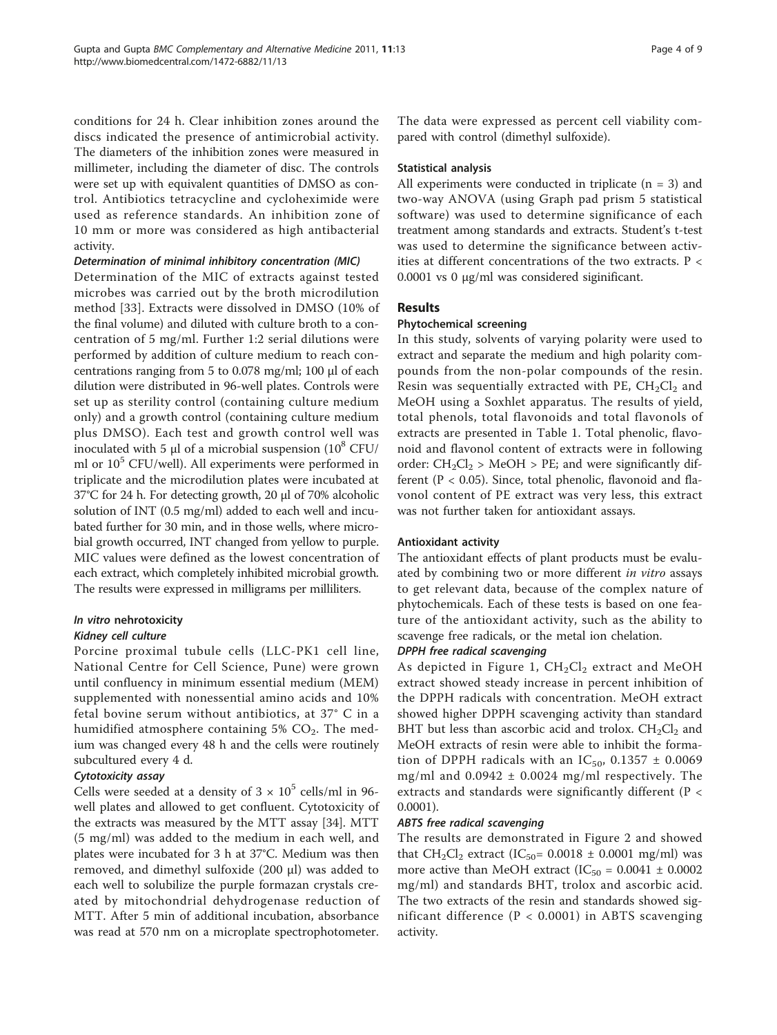conditions for 24 h. Clear inhibition zones around the discs indicated the presence of antimicrobial activity. The diameters of the inhibition zones were measured in millimeter, including the diameter of disc. The controls were set up with equivalent quantities of DMSO as control. Antibiotics tetracycline and cycloheximide were used as reference standards. An inhibition zone of 10 mm or more was considered as high antibacterial activity.

#### *Determination of minimal inhibitory concentration (MIC)*

Determination of the MIC of extracts against tested microbes was carried out by the broth microdilution method [33]. Extracts were dissolved in DMSO (10% of the final volume) and diluted with culture broth to a concentration of 5 mg/ml. Further 1:2 serial dilutions were performed by addition of culture medium to reach concentrations ranging from 5 to 0.078 mg/ml; 100 μl of each dilution were distributed in 96-well plates. Controls were set up as sterility control (containing culture medium only) and a growth control (containing culture medium plus DMSO). Each test and growth control well was inoculated with 5 μl of a microbial suspension ($10^8$ CFU/ml or $10^5$ CFU/well). All experiments were performed in triplicate and the microdilution plates were incubated at 37°C for 24 h. For detecting growth, 20 μl of 70% alcoholic solution of INT (0.5 mg/ml) added to each well and incubated further for 30 min, and in those wells, where microbial growth occurred, INT changed from yellow to purple. MIC values were defined as the lowest concentration of each extract, which completely inhibited microbial growth. The results were expressed in milligrams per milliliters.

### *In vitro* nehrotoxicity

#### *Kidney cell culture*

Porcine proximal tubule cells (LLC-PK1 cell line, National Centre for Cell Science, Pune) were grown until confluency in minimum essential medium (MEM) supplemented with nonessential amino acids and 10% fetal bovine serum without antibiotics, at 37° C in a humidified atmosphere containing 5% $CO_2$. The medium was changed every 48 h and the cells were routinely subcultured every 4 d.

#### *Cytotoxicity assay*

Cells were seeded at a density of $3 \times 10^5$ cells/ml in 96-well plates and allowed to get confluent. Cytotoxicity of the extracts was measured by the MTT assay [34]. MTT (5 mg/ml) was added to the medium in each well, and plates were incubated for 3 h at 37°C. Medium was then removed, and dimethyl sulfoxide (200 μl) was added to each well to solubilize the purple formazan crystals created by mitochondrial dehydrogenase reduction of MTT. After 5 min of additional incubation, absorbance was read at 570 nm on a microplate spectrophotometer. The data were expressed as percent cell viability compared with control (dimethyl sulfoxide).

### Statistical analysis

All experiments were conducted in triplicate ($n = 3$) and two-way ANOVA (using Graph pad prism 5 statistical software) was used to determine significance of each treatment among standards and extracts. Student's t-test was used to determine the significance between activities at different concentrations of the two extracts. $P < 0.0001$ vs 0 μg/ml was considered siginificant.

## Results

### Phytochemical screening

In this study, solvents of varying polarity were used to extract and separate the medium and high polarity compounds from the non-polar compounds of the resin. Resin was sequentially extracted with PE, $CH_2Cl_2$ and MeOH using a Soxhlet apparatus. The results of yield, total phenols, total flavonoids and total flavonols of extracts are presented in Table 1. Total phenolic, flavonoid and flavonol content of extracts were in following order: $CH_2Cl_2$ > MeOH > PE; and were significantly different ($P < 0.05$). Since, total phenolic, flavonoid and flavonol content of PE extract was very less, this extract was not further taken for antioxidant assays.

### Antioxidant activity

The antioxidant effects of plant products must be evaluated by combining two or more different *in vitro* assays to get relevant data, because of the complex nature of phytochemicals. Each of these tests is based on one feature of the antioxidant activity, such as the ability to scavenge free radicals, or the metal ion chelation.

#### *DPPH free radical scavenging*

As depicted in Figure 1, $CH_2Cl_2$ extract and MeOH extract showed steady increase in percent inhibition of the DPPH radicals with concentration. MeOH extract showed higher DPPH scavenging activity than standard BHT but less than ascorbic acid and trolox. $CH_2Cl_2$ and MeOH extracts of resin were able to inhibit the formation of DPPH radicals with an $IC_{50}$, 0.1357 ± 0.0069 mg/ml and 0.0942 ± 0.0024 mg/ml respectively. The extracts and standards were significantly different ($P < 0.0001$).

#### *ABTS free radical scavenging*

The results are demonstrated in Figure 2 and showed that $CH_2Cl_2$ extract ($IC_{50}$= 0.0018 ± 0.0001 mg/ml) was more active than MeOH extract ($IC_{50}$ = 0.0041 ± 0.0002 mg/ml) and standards BHT, trolox and ascorbic acid. The two extracts of the resin and standards showed significant difference ($P < 0.0001$) in ABTS scavenging activity.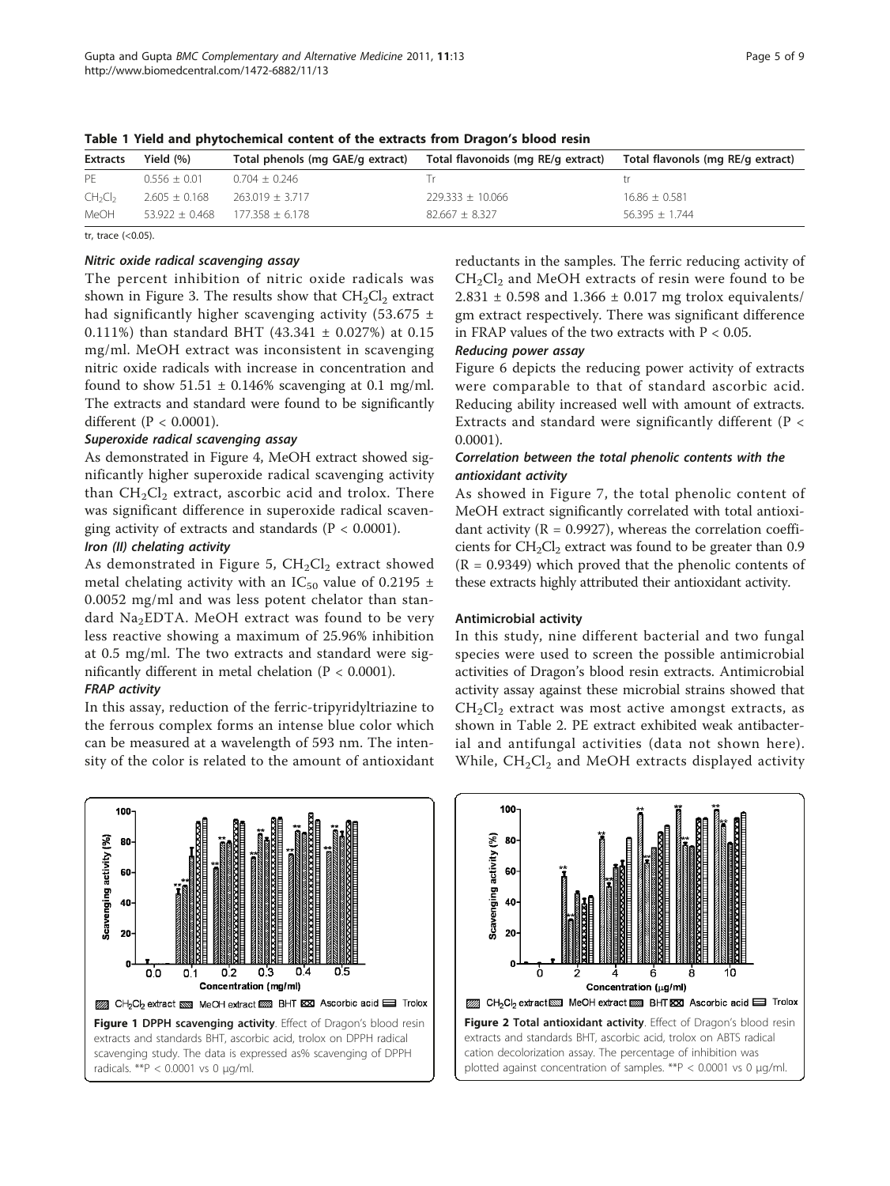**Table 1 Yield and phytochemical content of the extracts from Dragon's blood resin**

| Extracts | Yield (%) | Total phenols (mg GAE/g extract) | Total flavonoids (mg RE/g extract) | Total flavonols (mg RE/g extract) |
|---|---|---|---|---|
| PE | 0.556 ± 0.01 | 0.704 ± 0.246 | Tr | tr |
| $CH_2Cl_2$ | 2.605 ± 0.168 | 263.019 ± 3.717 | 229.333 ± 10.066 | 16.86 ± 0.581 |
| MeOH | 53.922 ± 0.468 | 177.358 ± 6.178 | 82.667 ± 8.327 | 56.395 ± 1.744 |

tr, trace (<0.05).

#### *Nitric oxide radical scavenging assay*

The percent inhibition of nitric oxide radicals was shown in Figure 3. The results show that $CH_2Cl_2$ extract had significantly higher scavenging activity (53.675 ± 0.111%) than standard BHT (43.341 ± 0.027%) at 0.15 mg/ml. MeOH extract was inconsistent in scavenging nitric oxide radicals with increase in concentration and found to show 51.51 ± 0.146% scavenging at 0.1 mg/ml. The extracts and standard were found to be significantly different ($P < 0.0001$).

#### *Superoxide radical scavenging assay*

As demonstrated in Figure 4, MeOH extract showed significantly higher superoxide radical scavenging activity than $CH_2Cl_2$ extract, ascorbic acid and trolox. There was significant difference in superoxide radical scavenging activity of extracts and standards ($P < 0.0001$).

#### *Iron (II) chelating activity*

As demonstrated in Figure 5, $CH_2Cl_2$ extract showed metal chelating activity with an $IC_{50}$ value of 0.2195 ± 0.0052 mg/ml and was less potent chelator than standard $Na_2EDTA$. MeOH extract was found to be very less reactive showing a maximum of 25.96% inhibition at 0.5 mg/ml. The two extracts and standard were significantly different in metal chelation ($P < 0.0001$).

#### *FRAP activity*

In this assay, reduction of the ferric-tripyridyltriazine to the ferrous complex forms an intense blue color which can be measured at a wavelength of 593 nm. The intensity of the color is related to the amount of antioxidant reductants in the samples. The ferric reducing activity of $CH_2Cl_2$ and MeOH extracts of resin were found to be 2.831 ± 0.598 and 1.366 ± 0.017 mg trolox equivalents/gm extract respectively. There was significant difference in FRAP values of the two extracts with $P < 0.05$.

#### *Reducing power assay*

Figure 6 depicts the reducing power activity of extracts were comparable to that of standard ascorbic acid. Reducing ability increased well with amount of extracts. Extracts and standard were significantly different ($P < 0.0001$).

#### *Correlation between the total phenolic contents with the antioxidant activity*

As showed in Figure 7, the total phenolic content of MeOH extract significantly correlated with total antioxidant activity ($R = 0.9927$), whereas the correlation coefficients for $CH_2Cl_2$ extract was found to be greater than 0.9 ($R = 0.9349$) which proved that the phenolic contents of these extracts highly attributed their antioxidant activity.

### Antimicrobial activity

In this study, nine different bacterial and two fungal species were used to screen the possible antimicrobial activities of Dragon's blood resin extracts. Antimicrobial activity assay against these microbial strains showed that $CH_2Cl_2$ extract was most active amongst extracts, as shown in Table 2. PE extract exhibited weak antibacterial and antifungal activities (data not shown here). While, $CH_2Cl_2$ and MeOH extracts displayed activity

**Figure 1 DPPH scavenging activity**. Effect of Dragon's blood resin extracts and standards BHT, ascorbic acid, trolox on DPPH radical scavenging study. The data is expressed as% scavenging of DPPH radicals. \*\*$P < 0.0001$ vs 0 μg/ml.

**Figure 2 Total antioxidant activity**. Effect of Dragon's blood resin extracts and standards BHT, ascorbic acid, trolox on ABTS radical cation decolorization assay. The percentage of inhibition was plotted against concentration of samples. \*\*$P < 0.0001$ vs 0 μg/ml.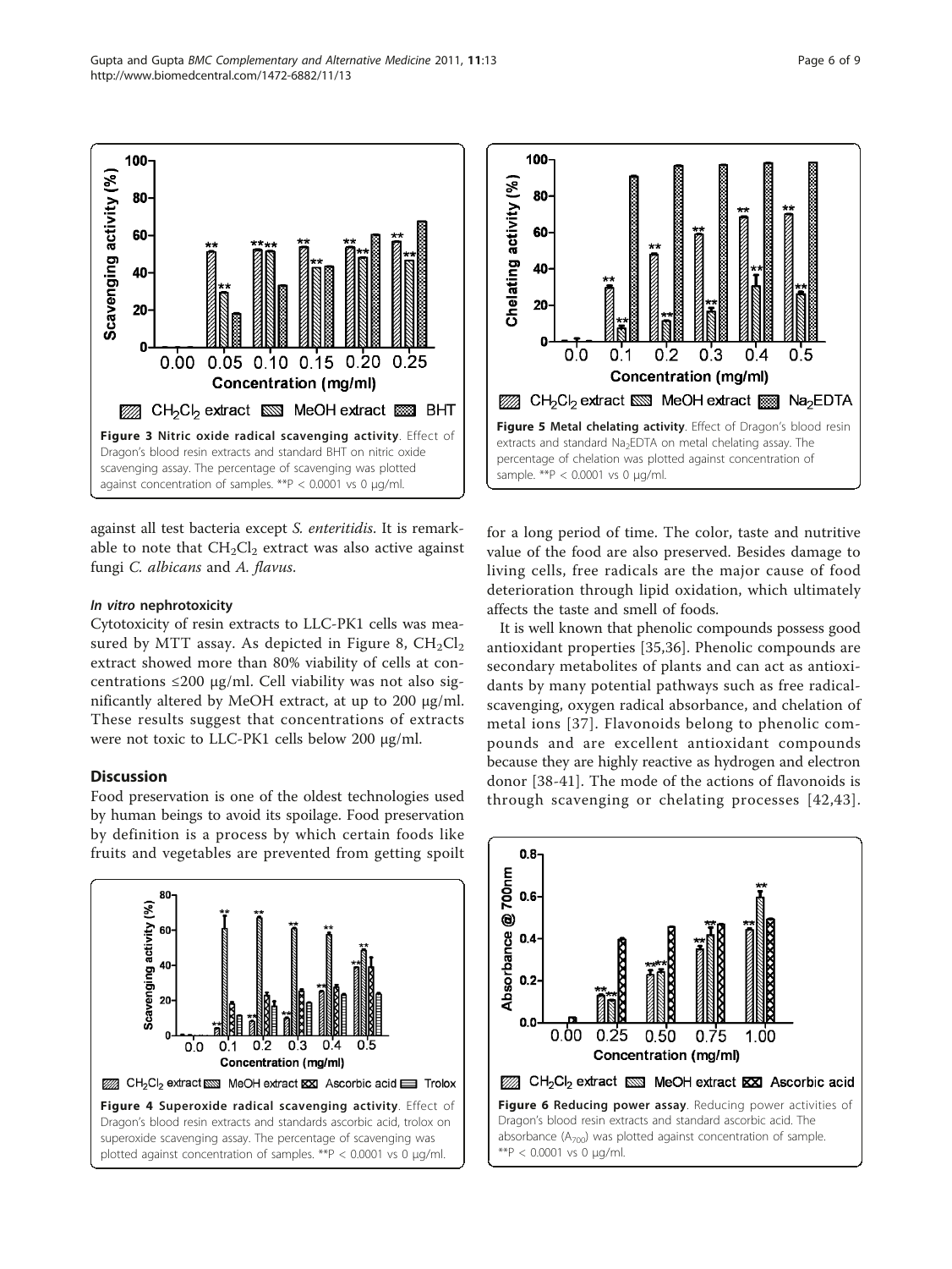Figure 3 **Nitric oxide radical scavenging activity**. Effect of Dragon's blood resin extracts and standard BHT on nitric oxide scavenging assay. The percentage of scavenging was plotted against concentration of samples. **P < 0.0001 vs 0 μg/ml.

Figure 5 **Metal chelating activity**. Effect of Dragon's blood resin extracts and standard $Na_2EDTA$ on metal chelating assay. The percentage of chelation was plotted against concentration of sample. **P < 0.0001 vs 0 μg/ml.

against all test bacteria except *S. enteritidis*. It is remarkable to note that $CH_2Cl_2$ extract was also active against fungi *C. albicans* and *A. flavus*.

### *In vitro* nephrotoxicity

Cytotoxicity of resin extracts to LLC-PK1 cells was measured by MTT assay. As depicted in Figure 8, $CH_2Cl_2$ extract showed more than 80% viability of cells at concentrations ≤200 μg/ml. Cell viability was not also significantly altered by MeOH extract, at up to 200 μg/ml. These results suggest that concentrations of extracts were not toxic to LLC-PK1 cells below 200 μg/ml.

## Discussion

Food preservation is one of the oldest technologies used by human beings to avoid its spoilage. Food preservation by definition is a process by which certain foods like fruits and vegetables are prevented from getting spoilt for a long period of time. The color, taste and nutritive value of the food are also preserved. Besides damage to living cells, free radicals are the major cause of food deterioration through lipid oxidation, which ultimately affects the taste and smell of foods.

It is well known that phenolic compounds possess good antioxidant properties [35,36]. Phenolic compounds are secondary metabolites of plants and can act as antioxidants by many potential pathways such as free radical-scavenging, oxygen radical absorbance, and chelation of metal ions [37]. Flavonoids belong to phenolic compounds and are excellent antioxidant compounds because they are highly reactive as hydrogen and electron donor [38-41]. The mode of the actions of flavonoids is through scavenging or chelating processes [42,43].

Figure 4 **Superoxide radical scavenging activity**. Effect of Dragon's blood resin extracts and standards ascorbic acid, trolox on superoxide scavenging assay. The percentage of scavenging was plotted against concentration of samples. **P < 0.0001 vs 0 μg/ml.

Figure 6 **Reducing power assay**. Reducing power activities of Dragon's blood resin extracts and standard ascorbic acid. The absorbance ($A_{700}$) was plotted against concentration of sample. **P < 0.0001 vs 0 μg/ml.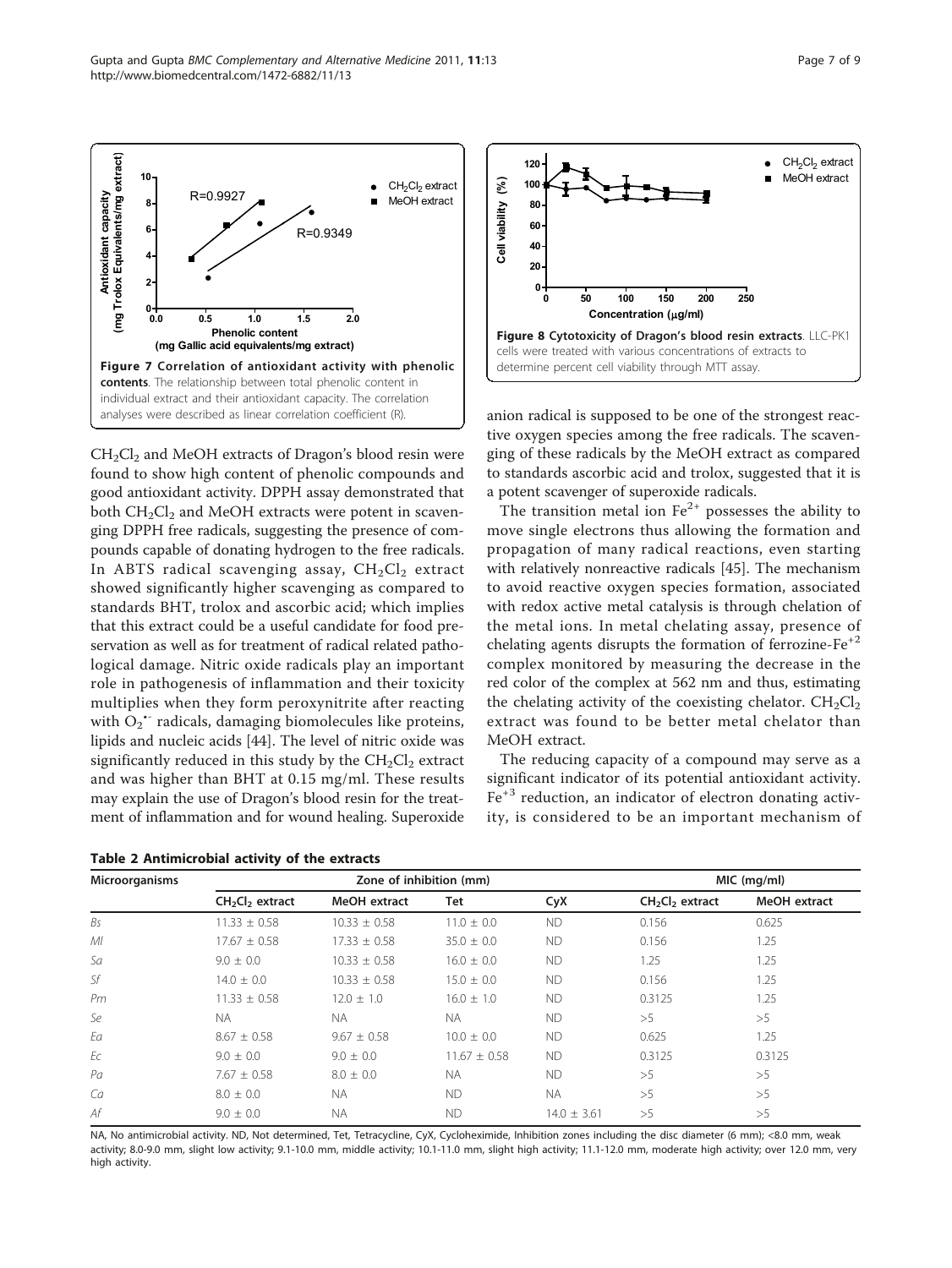**Figure 7 Correlation of antioxidant activity with phenolic contents**. The relationship between total phenolic content in individual extract and their antioxidant capacity. The correlation analyses were described as linear correlation coefficient (R).

**Figure 8 Cytotoxicity of Dragon's blood resin extracts**. LLC-PK1 cells were treated with various concentrations of extracts to determine percent cell viability through MTT assay.

$CH_2Cl_2$ and MeOH extracts of Dragon's blood resin were found to show high content of phenolic compounds and good antioxidant activity. DPPH assay demonstrated that both $CH_2Cl_2$ and MeOH extracts were potent in scavenging DPPH free radicals, suggesting the presence of compounds capable of donating hydrogen to the free radicals. In ABTS radical scavenging assay, $CH_2Cl_2$ extract showed significantly higher scavenging as compared to standards BHT, trolox and ascorbic acid; which implies that this extract could be a useful candidate for food preservation as well as for treatment of radical related pathological damage. Nitric oxide radicals play an important role in pathogenesis of inflammation and their toxicity multiplies when they form peroxynitrite after reacting with $O_2^{\bullet-}$ radicals, damaging biomolecules like proteins, lipids and nucleic acids [44]. The level of nitric oxide was significantly reduced in this study by the $CH_2Cl_2$ extract and was higher than BHT at 0.15 mg/ml. These results may explain the use of Dragon's blood resin for the treatment of inflammation and for wound healing. Superoxide anion radical is supposed to be one of the strongest reactive oxygen species among the free radicals. The scavenging of these radicals by the MeOH extract as compared to standards ascorbic acid and trolox, suggested that it is a potent scavenger of superoxide radicals.

The transition metal ion $Fe^{2+}$ possesses the ability to move single electrons thus allowing the formation and propagation of many radical reactions, even starting with relatively nonreactive radicals [45]. The mechanism to avoid reactive oxygen species formation, associated with redox active metal catalysis is through chelation of the metal ions. In metal chelating assay, presence of chelating agents disrupts the formation of ferrozine-$Fe^{+2}$ complex monitored by measuring the decrease in the red color of the complex at 562 nm and thus, estimating the chelating activity of the coexisting chelator. $CH_2Cl_2$ extract was found to be better metal chelator than MeOH extract.

The reducing capacity of a compound may serve as a significant indicator of its potential antioxidant activity. $Fe^{+3}$ reduction, an indicator of electron donating activity, is considered to be an important mechanism of

**Table 2 Antimicrobial activity of the extracts**

| Microorganisms | Zone of inhibition (mm) | | | | MIC (mg/ml) | |
|---|---|---|---|---|---|---|
| | $CH_2Cl_2$ extract | MeOH extract | Tet | CyX | $CH_2Cl_2$ extract | MeOH extract |
| *Bs* | 11.33 ± 0.58 | 10.33 ± 0.58 | 11.0 ± 0.0 | ND | 0.156 | 0.625 |
| *Ml* | 17.67 ± 0.58 | 17.33 ± 0.58 | 35.0 ± 0.0 | ND | 0.156 | 1.25 |
| *Sa* | 9.0 ± 0.0 | 10.33 ± 0.58 | 16.0 ± 0.0 | ND | 1.25 | 1.25 |
| *Sf* | 14.0 ± 0.0 | 10.33 ± 0.58 | 15.0 ± 0.0 | ND | 0.156 | 1.25 |
| *Pm* | 11.33 ± 0.58 | 12.0 ± 1.0 | 16.0 ± 1.0 | ND | 0.3125 | 1.25 |
| *Se* | NA | NA | NA | ND | >5 | >5 |
| *Ea* | 8.67 ± 0.58 | 9.67 ± 0.58 | 10.0 ± 0.0 | ND | 0.625 | 1.25 |
| *Ec* | 9.0 ± 0.0 | 9.0 ± 0.0 | 11.67 ± 0.58 | ND | 0.3125 | 0.3125 |
| *Pa* | 7.67 ± 0.58 | 8.0 ± 0.0 | NA | ND | >5 | >5 |
| *Ca* | 8.0 ± 0.0 | NA | ND | NA | >5 | >5 |
| *Af* | 9.0 ± 0.0 | NA | ND | 14.0 ± 3.61 | >5 | >5 |

NA, No antimicrobial activity. ND, Not determined, Tet, Tetracycline, CyX, Cycloheximide, Inhibition zones including the disc diameter (6 mm); <8.0 mm, weak activity; 8.0-9.0 mm, slight low activity; 9.1-10.0 mm, middle activity; 10.1-11.0 mm, slight high activity; 11.1-12.0 mm, moderate high activity; over 12.0 mm, very high activity.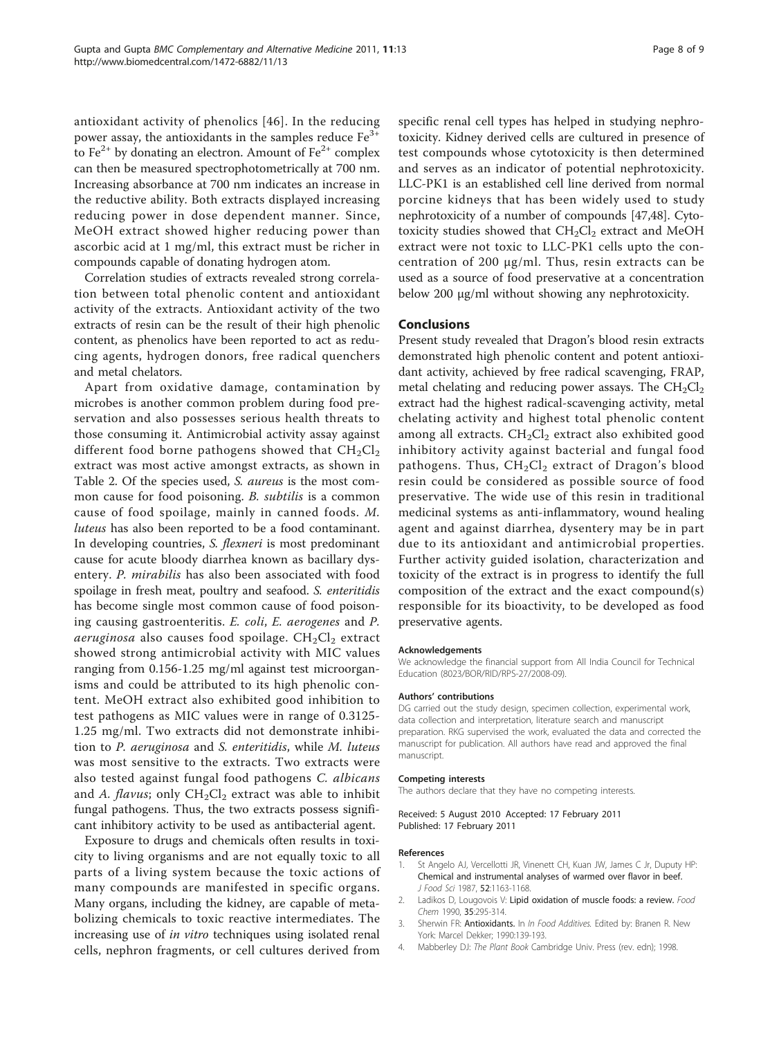antioxidant activity of phenolics [46]. In the reducing power assay, the antioxidants in the samples reduce $Fe^{3+}$ to $Fe^{2+}$ by donating an electron. Amount of $Fe^{2+}$ complex can then be measured spectrophotometrically at 700 nm. Increasing absorbance at 700 nm indicates an increase in the reductive ability. Both extracts displayed increasing reducing power in dose dependent manner. Since, MeOH extract showed higher reducing power than ascorbic acid at 1 mg/ml, this extract must be richer in compounds capable of donating hydrogen atom.

Correlation studies of extracts revealed strong correlation between total phenolic content and antioxidant activity of the extracts. Antioxidant activity of the two extracts of resin can be the result of their high phenolic content, as phenolics have been reported to act as reducing agents, hydrogen donors, free radical quenchers and metal chelators.

Apart from oxidative damage, contamination by microbes is another common problem during food preservation and also possesses serious health threats to those consuming it. Antimicrobial activity assay against different food borne pathogens showed that $CH_2Cl_2$ extract was most active amongst extracts, as shown in Table 2. Of the species used, *S. aureus* is the most common cause for food poisoning. *B. subtilis* is a common cause of food spoilage, mainly in canned foods. *M. luteus* has also been reported to be a food contaminant. In developing countries, *S. flexneri* is most predominant cause for acute bloody diarrhea known as bacillary dysentery. *P. mirabilis* has also been associated with food spoilage in fresh meat, poultry and seafood. *S. enteritidis* has become single most common cause of food poisoning causing gastroenteritis. *E. coli*, *E. aerogenes* and *P. aeruginosa* also causes food spoilage. $CH_2Cl_2$ extract showed strong antimicrobial activity with MIC values ranging from 0.156-1.25 mg/ml against test microorganisms and could be attributed to its high phenolic content. MeOH extract also exhibited good inhibition to test pathogens as MIC values were in range of 0.3125-1.25 mg/ml. Two extracts did not demonstrate inhibition to *P. aeruginosa* and *S. enteritidis*, while *M. luteus* was most sensitive to the extracts. Two extracts were also tested against fungal food pathogens *C. albicans* and *A. flavus*; only $CH_2Cl_2$ extract was able to inhibit fungal pathogens. Thus, the two extracts possess significant inhibitory activity to be used as antibacterial agent.

Exposure to drugs and chemicals often results in toxicity to living organisms and are not equally toxic to all parts of a living system because the toxic actions of many compounds are manifested in specific organs. Many organs, including the kidney, are capable of metabolizing chemicals to toxic reactive intermediates. The increasing use of *in vitro* techniques using isolated renal cells, nephron fragments, or cell cultures derived from specific renal cell types has helped in studying nephrotoxicity. Kidney derived cells are cultured in presence of test compounds whose cytotoxicity is then determined and serves as an indicator of potential nephrotoxicity. LLC-PK1 is an established cell line derived from normal porcine kidneys that has been widely used to study nephrotoxicity of a number of compounds [47,48]. Cytotoxicity studies showed that $CH_2Cl_2$ extract and MeOH extract were not toxic to LLC-PK1 cells upto the concentration of 200 μg/ml. Thus, resin extracts can be used as a source of food preservative at a concentration below 200 μg/ml without showing any nephrotoxicity.

## Conclusions

Present study revealed that Dragon's blood resin extracts demonstrated high phenolic content and potent antioxidant activity, achieved by free radical scavenging, FRAP, metal chelating and reducing power assays. The $CH_2Cl_2$ extract had the highest radical-scavenging activity, metal chelating activity and highest total phenolic content among all extracts. $CH_2Cl_2$ extract also exhibited good inhibitory activity against bacterial and fungal food pathogens. Thus, $CH_2Cl_2$ extract of Dragon's blood resin could be considered as possible source of food preservative. The wide use of this resin in traditional medicinal systems as anti-inflammatory, wound healing agent and against diarrhea, dysentery may be in part due to its antioxidant and antimicrobial properties. Further activity guided isolation, characterization and toxicity of the extract is in progress to identify the full composition of the extract and the exact compound(s) responsible for its bioactivity, to be developed as food preservative agents.

#### Acknowledgements

We acknowledge the financial support from All India Council for Technical Education (8023/BOR/RID/RPS-27/2008-09).

#### Authors' contributions

DG carried out the study design, specimen collection, experimental work, data collection and interpretation, literature search and manuscript preparation. RKG supervised the work, evaluated the data and corrected the manuscript for publication. All authors have read and approved the final manuscript.

#### Competing interests

The authors declare that they have no competing interests.

Received: 5 August 2010 Accepted: 17 February 2011
Published: 17 February 2011

#### References

1. St Angelo AJ, Vercellotti JR, Vinenett CH, Kuan JW, James C Jr, Duputy HP: **Chemical and instrumental analyses of warmed over flavor in beef.** *J Food Sci* 1987, **52**:1163-1168.
2. Ladikos D, Lougovois V: **Lipid oxidation of muscle foods: a review.** *Food Chem* 1990, **35**:295-314.
3. Sherwin FR: **Antioxidants.** In *In Food Additives.* Edited by: Branen R. New York: Marcel Dekker; 1990:139-193.
4. Mabberley DJ: *The Plant Book* Cambridge Univ. Press (rev. edn); 1998.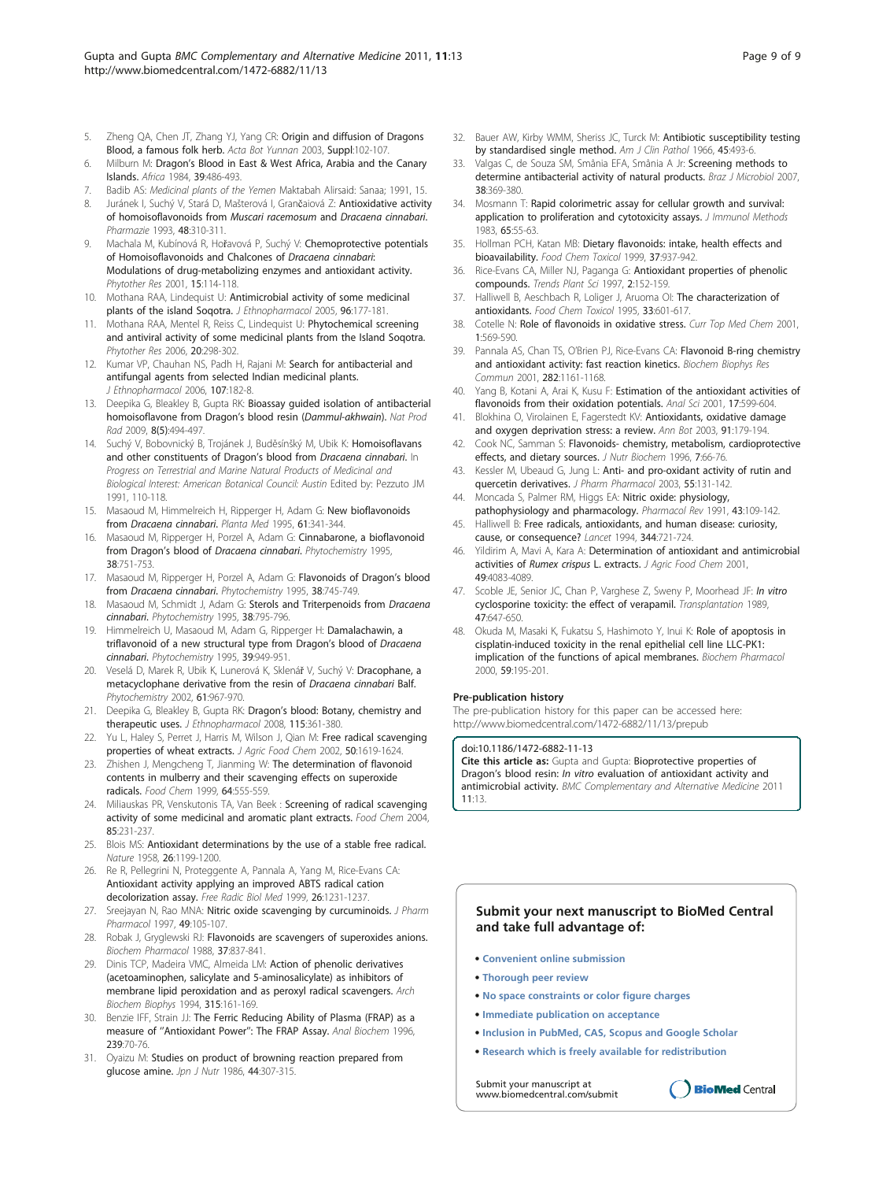5. Zheng QA, Chen JT, Zhang YJ, Yang CR: **Origin and diffusion of Dragons Blood, a famous folk herb.** *Acta Bot Yunnan* 2003, **Suppl**:102-107.
6. Milburn M: **Dragon's Blood in East & West Africa, Arabia and the Canary Islands.** *Africa* 1984, **39**:486-493.
7. Badib AS: *Medicinal plants of the Yemen* Maktabah Alirsaid: Sanaa; 1991, 15.
8. Juránek I, Suchý V, Stará D, Mašterová I, Grančaiová Z: **Antioxidative activity of homoisoflavonoids from *Muscari racemosum* and *Dracaena cinnabari*.** *Pharmazie* 1993, **48**:310-311.
9. Machala M, Kubínová R, Hořavová P, Suchý V: **Chemoprotective potentials of Homoisoflavonoids and Chalcones of *Dracaena cinnabari*: Modulations of drug-metabolizing enzymes and antioxidant activity.** *Phytother Res* 2001, **15**:114-118.
10. Mothana RAA, Lindequist U: **Antimicrobial activity of some medicinal plants of the island Soqotra.** *J Ethnopharmacol* 2005, **96**:177-181.
11. Mothana RAA, Mentel R, Reiss C, Lindequist U: **Phytochemical screening and antiviral activity of some medicinal plants from the Island Soqotra.** *Phytother Res* 2006, **20**:298-302.
12. Kumar VP, Chauhan NS, Padh H, Rajani M: **Search for antibacterial and antifungal agents from selected Indian medicinal plants.** *J Ethnopharmacol* 2006, **107**:182-8.
13. Deepika G, Bleakley B, Gupta RK: **Bioassay guided isolation of antibacterial homoisoflavone from Dragon's blood resin (*Dammul-akhwain*).** *Nat Prod Rad* 2009, **8(5)**:494-497.
14. Suchý V, Bobovnický B, Trojánek J, Buděšínský M, Ubik K: **Homoisoflavans and other constituents of Dragon's blood from *Dracaena cinnabari*.** In *Progress on Terrestrial and Marine Natural Products of Medicinal and Biological Interest: American Botanical Council: Austin* Edited by: Pezzuto JM 1991, 110-118.
15. Masaoud M, Himmelreich H, Ripperger H, Adam G: **New bioflavonoids from *Dracaena cinnabari*.** *Planta Med* 1995, **61**:341-344.
16. Masaoud M, Ripperger H, Porzel A, Adam G: **Cinnabarone, a bioflavonoid from Dragon's blood of *Dracaena cinnabari*.** *Phytochemistry* 1995, **38**:751-753.
17. Masaoud M, Ripperger H, Porzel A, Adam G: **Flavonoids of Dragon's blood from *Dracaena cinnabari*.** *Phytochemistry* 1995, **38**:745-749.
18. Masaoud M, Schmidt J, Adam G: **Sterols and Triterpenoids from *Dracaena cinnabari*.** *Phytochemistry* 1995, **38**:795-796.
19. Himmelreich U, Masaoud M, Adam G, Ripperger H: **Damalachawin, a triflavonoid of a new structural type from Dragon's blood of *Dracaena cinnabari*.** *Phytochemistry* 1995, **39**:949-951.
20. Veselá D, Marek R, Ubik K, Lunerová K, Sklenář V, Suchý V: **Dracophane, a metacyclophane derivative from the resin of *Dracaena cinnabari* Balf.** *Phytochemistry* 2002, **61**:967-970.
21. Deepika G, Bleakley B, Gupta RK: **Dragon's blood: Botany, chemistry and therapeutic uses.** *J Ethnopharmacol* 2008, **115**:361-380.
22. Yu L, Haley S, Perret J, Harris M, Wilson J, Qian M: **Free radical scavenging properties of wheat extracts.** *J Agric Food Chem* 2002, **50**:1619-1624.
23. Zhishen J, Mengcheng T, Jianming W: **The determination of flavonoid contents in mulberry and their scavenging effects on superoxide radicals.** *Food Chem* 1999, **64**:555-559.
24. Miliauskas PR, Venskutonis TA, Van Beek : **Screening of radical scavenging activity of some medicinal and aromatic plant extracts.** *Food Chem* 2004, **85**:231-237.
25. Blois MS: **Antioxidant determinations by the use of a stable free radical.** *Nature* 1958, **26**:1199-1200.
26. Re R, Pellegrini N, Proteggente A, Pannala A, Yang M, Rice-Evans CA: **Antioxidant activity applying an improved ABTS radical cation decolorization assay.** *Free Radic Biol Med* 1999, **26**:1231-1237.
27. Sreejayan N, Rao MNA: **Nitric oxide scavenging by curcuminoids.** *J Pharm Pharmacol* 1997, **49**:105-107.
28. Robak J, Gryglewski RJ: **Flavonoids are scavengers of superoxides anions.** *Biochem Pharmacol* 1988, **37**:837-841.
29. Dinis TCP, Madeira VMC, Almeida LM: **Action of phenolic derivatives (acetoaminophen, salicylate and 5-aminosalicylate) as inhibitors of membrane lipid peroxidation and as peroxyl radical scavengers.** *Arch Biochem Biophys* 1994, **315**:161-169.
30. Benzie IFF, Strain JJ: **The Ferric Reducing Ability of Plasma (FRAP) as a measure of "Antioxidant Power": The FRAP Assay.** *Anal Biochem* 1996, **239**:70-76.
31. Oyaizu M: **Studies on product of browning reaction prepared from glucose amine.** *Jpn J Nutr* 1986, **44**:307-315.
32. Bauer AW, Kirby WMM, Sheriss JC, Turck M: **Antibiotic susceptibility testing by standardised single method.** *Am J Clin Pathol* 1966, **45**:493-6.
33. Valgas C, de Souza SM, Smânia EFA, Smânia A Jr: **Screening methods to determine antibacterial activity of natural products.** *Braz J Microbiol* 2007, **38**:369-380.
34. Mosmann T: **Rapid colorimetric assay for cellular growth and survival: application to proliferation and cytotoxicity assays.** *J Immunol Methods* 1983, **65**:55-63.
35. Hollman PCH, Katan MB: **Dietary flavonoids: intake, health effects and bioavailability.** *Food Chem Toxicol* 1999, **37**:937-942.
36. Rice-Evans CA, Miller NJ, Paganga G: **Antioxidant properties of phenolic compounds.** *Trends Plant Sci* 1997, **2**:152-159.
37. Halliwell B, Aeschbach R, Loliger J, Aruoma OI: **The characterization of antioxidants.** *Food Chem Toxicol* 1995, **33**:601-617.
38. Cotelle N: **Role of flavonoids in oxidative stress.** *Curr Top Med Chem* 2001, **1**:569-590.
39. Pannala AS, Chan TS, O'Brien PJ, Rice-Evans CA: **Flavonoid B-ring chemistry and antioxidant activity: fast reaction kinetics.** *Biochem Biophys Res Commun* 2001, **282**:1161-1168.
40. Yang B, Kotani A, Arai K, Kusu F: **Estimation of the antioxidant activities of flavonoids from their oxidation potentials.** *Anal Sci* 2001, **17**:599-604.
41. Blokhina O, Virolainen E, Fagerstedt KV: **Antioxidants, oxidative damage and oxygen deprivation stress: a review.** *Ann Bot* 2003, **91**:179-194.
42. Cook NC, Samman S: **Flavonoids- chemistry, metabolism, cardioprotective effects, and dietary sources.** *J Nutr Biochem* 1996, **7**:66-76.
43. Kessler M, Ubeaud G, Jung L: **Anti- and pro-oxidant activity of rutin and quercetin derivatives.** *J Pharm Pharmacol* 2003, **55**:131-142.
44. Moncada S, Palmer RM, Higgs EA: **Nitric oxide: physiology, pathophysiology and pharmacology.** *Pharmacol Rev* 1991, **43**:109-142.
45. Halliwell B: **Free radicals, antioxidants, and human disease: curiosity, cause, or consequence?** *Lancet* 1994, **344**:721-724.
46. Yildirim A, Mavi A, Kara A: **Determination of antioxidant and antimicrobial activities of *Rumex crispus* L. extracts.** *J Agric Food Chem* 2001, **49**:4083-4089.
47. Scoble JE, Senior JC, Chan P, Varghese Z, Sweny P, Moorhead JF: ***In vitro* cyclosporine toxicity: the effect of verapamil.** *Transplantation* 1989, **47**:647-650.
48. Okuda M, Masaki K, Fukatsu S, Hashimoto Y, Inui K: **Role of apoptosis in cisplatin-induced toxicity in the renal epithelial cell line LLC-PK1: implication of the functions of apical membranes.** *Biochem Pharmacol* 2000, **59**:195-201.

### Pre-publication history

The pre-publication history for this paper can be accessed here:
http://www.biomedcentral.com/1472-6882/11/13/prepub

doi:10.1186/1472-6882-11-13

**Cite this article as:** Gupta and Gupta: Bioprotective properties of Dragon's blood resin: *In vitro* evaluation of antioxidant activity and antimicrobial activity. *BMC Complementary and Alternative Medicine* 2011 **11**:13.

**Submit your next manuscript to BioMed Central and take full advantage of:**

- **Convenient online submission**
- **Thorough peer review**
- **No space constraints or color figure charges**
- **Immediate publication on acceptance**
- **Inclusion in PubMed, CAS, Scopus and Google Scholar**
- **Research which is freely available for redistribution**

Submit your manuscript at
www.biomedcentral.com/submit

BioMed Central